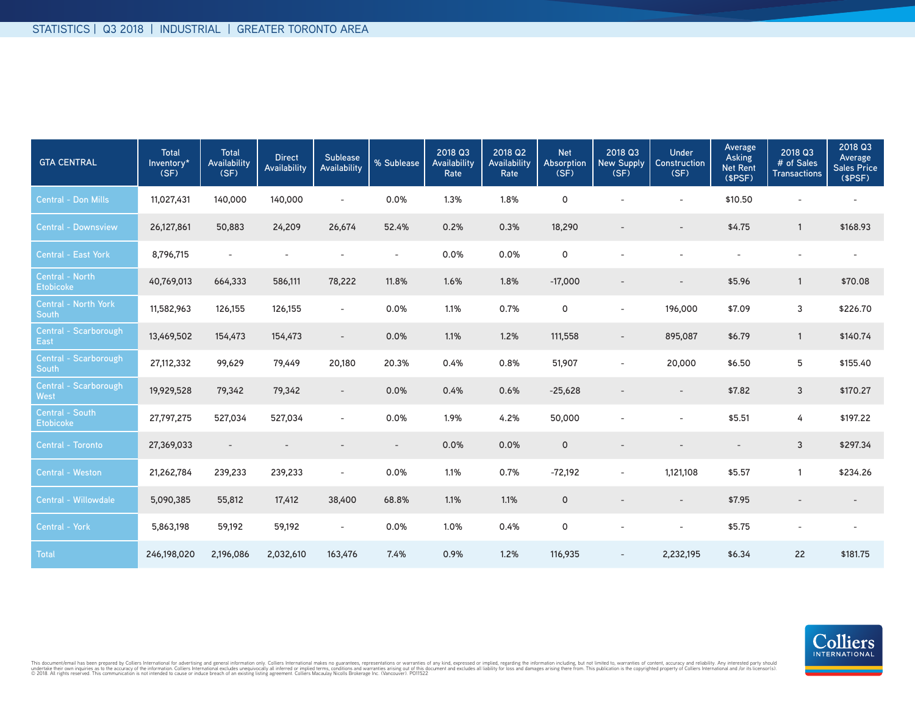STATISTICS | Q3 2018 | INDUSTRIAL | GREATER TORONTO AREA

| GTA CENTRAL | Total Inventory* (SF) | Total Availability (SF) | Direct Availability | Sublease Availability | % Sublease | 2018 Q3 Availability Rate | 2018 Q2 Availability Rate | Net Absorption (SF) | 2018 Q3 New Supply (SF) | Under Construction (SF) | Average Asking Net Rent ($PSF) | 2018 Q3 # of Sales Transactions | 2018 Q3 Average Sales Price ($PSF) |
|---|---|---|---|---|---|---|---|---|---|---|---|---|---|
| Central - Don Mills | 11,027,431 | 140,000 | 140,000 | - | 0.0% | 1.3% | 1.8% | 0 | - | - | $10.50 | - | - |
| Central - Downsview | 26,127,861 | 50,883 | 24,209 | 26,674 | 52.4% | 0.2% | 0.3% | 18,290 | - | - | $4.75 | 1 | $168.93 |
| Central - East York | 8,796,715 | - | - | - | - | 0.0% | 0.0% | 0 | - | - | - | - | - |
| Central - North Etobicoke | 40,769,013 | 664,333 | 586,111 | 78,222 | 11.8% | 1.6% | 1.8% | -17,000 | - | - | $5.96 | 1 | $70.08 |
| Central - North York South | 11,582,963 | 126,155 | 126,155 | - | 0.0% | 1.1% | 0.7% | 0 | - | 196,000 | $7.09 | 3 | $226.70 |
| Central - Scarborough East | 13,469,502 | 154,473 | 154,473 | - | 0.0% | 1.1% | 1.2% | 111,558 | - | 895,087 | $6.79 | 1 | $140.74 |
| Central - Scarborough South | 27,112,332 | 99,629 | 79,449 | 20,180 | 20.3% | 0.4% | 0.8% | 51,907 | - | 20,000 | $6.50 | 5 | $155.40 |
| Central - Scarborough West | 19,929,528 | 79,342 | 79,342 | - | 0.0% | 0.4% | 0.6% | -25,628 | - | - | $7.82 | 3 | $170.27 |
| Central - South Etobicoke | 27,797,275 | 527,034 | 527,034 | - | 0.0% | 1.9% | 4.2% | 50,000 | - | - | $5.51 | 4 | $197.22 |
| Central - Toronto | 27,369,033 | - | - | - | - | 0.0% | 0.0% | 0 | - | - | - | 3 | $297.34 |
| Central - Weston | 21,262,784 | 239,233 | 239,233 | - | 0.0% | 1.1% | 0.7% | -72,192 | - | 1,121,108 | $5.57 | 1 | $234.26 |
| Central - Willowdale | 5,090,385 | 55,812 | 17,412 | 38,400 | 68.8% | 1.1% | 1.1% | 0 | - | - | $7.95 | - | - |
| Central - York | 5,863,198 | 59,192 | 59,192 | - | 0.0% | 1.0% | 0.4% | 0 | - | - | $5.75 | - | - |
| Total | 246,198,020 | 2,196,086 | 2,032,610 | 163,476 | 7.4% | 0.9% | 1.2% | 116,935 | - | 2,232,195 | $6.34 | 22 | $181.75 |

This document/email has been prepared by Colliers International for advertising and general information only. Colliers International makes no guarantees, representations or warranties of any kind, expressed or implied, regarding the information including, but not limited to, warranties of content, accuracy and reliability. Any interested party should undertake their own inquiries as to the accuracy of the information. Colliers International excludes unequivocally all inferred or implied terms, conditions and warranties arising out of this document and excludes all liability for loss and damages arising there from. This publication is the copyrighted property of Colliers International and /or its licensor(s). © 2018. All rights reserved. This communication is not intended to cause or induce breach of an existing listing agreement. Colliers Macaulay Nicolls Brokerage Inc. (Vancouver). PO11522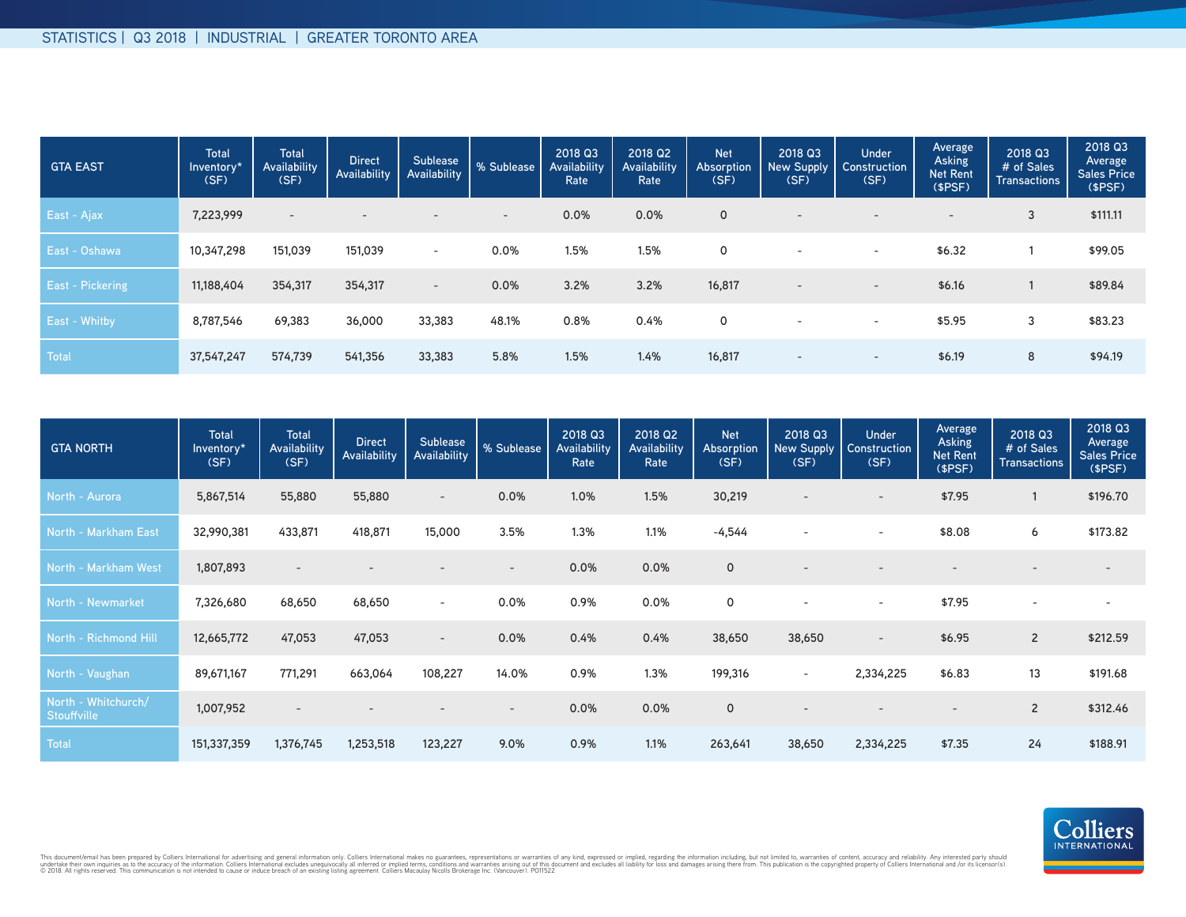STATISTICS | Q3 2018 | INDUSTRIAL | GREATER TORONTO AREA

| GTA EAST | Total Inventory* (SF) | Total Availability (SF) | Direct Availability | Sublease Availability | % Sublease | 2018 Q3 Availability Rate | 2018 Q2 Availability Rate | Net Absorption (SF) | 2018 Q3 New Supply (SF) | Under Construction (SF) | Average Asking Net Rent ($PSF) | 2018 Q3 # of Sales Transactions | 2018 Q3 Average Sales Price ($PSF) |
|---|---|---|---|---|---|---|---|---|---|---|---|---|---|
| East - Ajax | 7,223,999 | - | - | - | - | 0.0% | 0.0% | 0 | - | - | - | 3 | $111.11 |
| East - Oshawa | 10,347,298 | 151,039 | 151,039 | - | 0.0% | 1.5% | 1.5% | 0 | - | - | $6.32 | 1 | $99.05 |
| East - Pickering | 11,188,404 | 354,317 | 354,317 | - | 0.0% | 3.2% | 3.2% | 16,817 | - | - | $6.16 | 1 | $89.84 |
| East - Whitby | 8,787,546 | 69,383 | 36,000 | 33,383 | 48.1% | 0.8% | 0.4% | 0 | - | - | $5.95 | 3 | $83.23 |
| Total | 37,547,247 | 574,739 | 541,356 | 33,383 | 5.8% | 1.5% | 1.4% | 16,817 | - | - | $6.19 | 8 | $94.19 |

| GTA NORTH | Total Inventory* (SF) | Total Availability (SF) | Direct Availability | Sublease Availability | % Sublease | 2018 Q3 Availability Rate | 2018 Q2 Availability Rate | Net Absorption (SF) | 2018 Q3 New Supply (SF) | Under Construction (SF) | Average Asking Net Rent ($PSF) | 2018 Q3 # of Sales Transactions | 2018 Q3 Average Sales Price ($PSF) |
|---|---|---|---|---|---|---|---|---|---|---|---|---|---|
| North - Aurora | 5,867,514 | 55,880 | 55,880 | - | 0.0% | 1.0% | 1.5% | 30,219 | - | - | $7.95 | 1 | $196.70 |
| North - Markham East | 32,990,381 | 433,871 | 418,871 | 15,000 | 3.5% | 1.3% | 1.1% | -4,544 | - | - | $8.08 | 6 | $173.82 |
| North - Markham West | 1,807,893 | - | - | - | - | 0.0% | 0.0% | 0 | - | - | - | - | - |
| North - Newmarket | 7,326,680 | 68,650 | 68,650 | - | 0.0% | 0.9% | 0.0% | 0 | - | - | $7.95 | - | - |
| North - Richmond Hill | 12,665,772 | 47,053 | 47,053 | - | 0.0% | 0.4% | 0.4% | 38,650 | 38,650 | - | $6.95 | 2 | $212.59 |
| North - Vaughan | 89,671,167 | 771,291 | 663,064 | 108,227 | 14.0% | 0.9% | 1.3% | 199,316 | - | 2,334,225 | $6.83 | 13 | $191.68 |
| North - Whitchurch/ Stouffville | 1,007,952 | - | - | - | - | 0.0% | 0.0% | 0 | - | - | - | 2 | $312.46 |
| Total | 151,337,359 | 1,376,745 | 1,253,518 | 123,227 | 9.0% | 0.9% | 1.1% | 263,641 | 38,650 | 2,334,225 | $7.35 | 24 | $188.91 |

This document/email has been prepared by Colliers International for advertising and general information only. Colliers International makes no guarantees, representations or warranties of any kind, expressed or implied, regarding the information including, but not limited to, warranties of content, accuracy and reliability. Any interested party should undertake their own inquiries as to the accuracy of the information. Colliers International excludes unequivocally all inferred or implied terms, conditions and warranties arising out of this document and excludes all liability for loss and damages arising there from. This publication is the copyrighted property of Colliers International and /or its licensor(s). © 2018. All rights reserved. This communication is not intended to cause or induce breach of an existing listing agreement. Colliers Macaulay Nicolls Brokerage Inc. (Vancouver). PO11522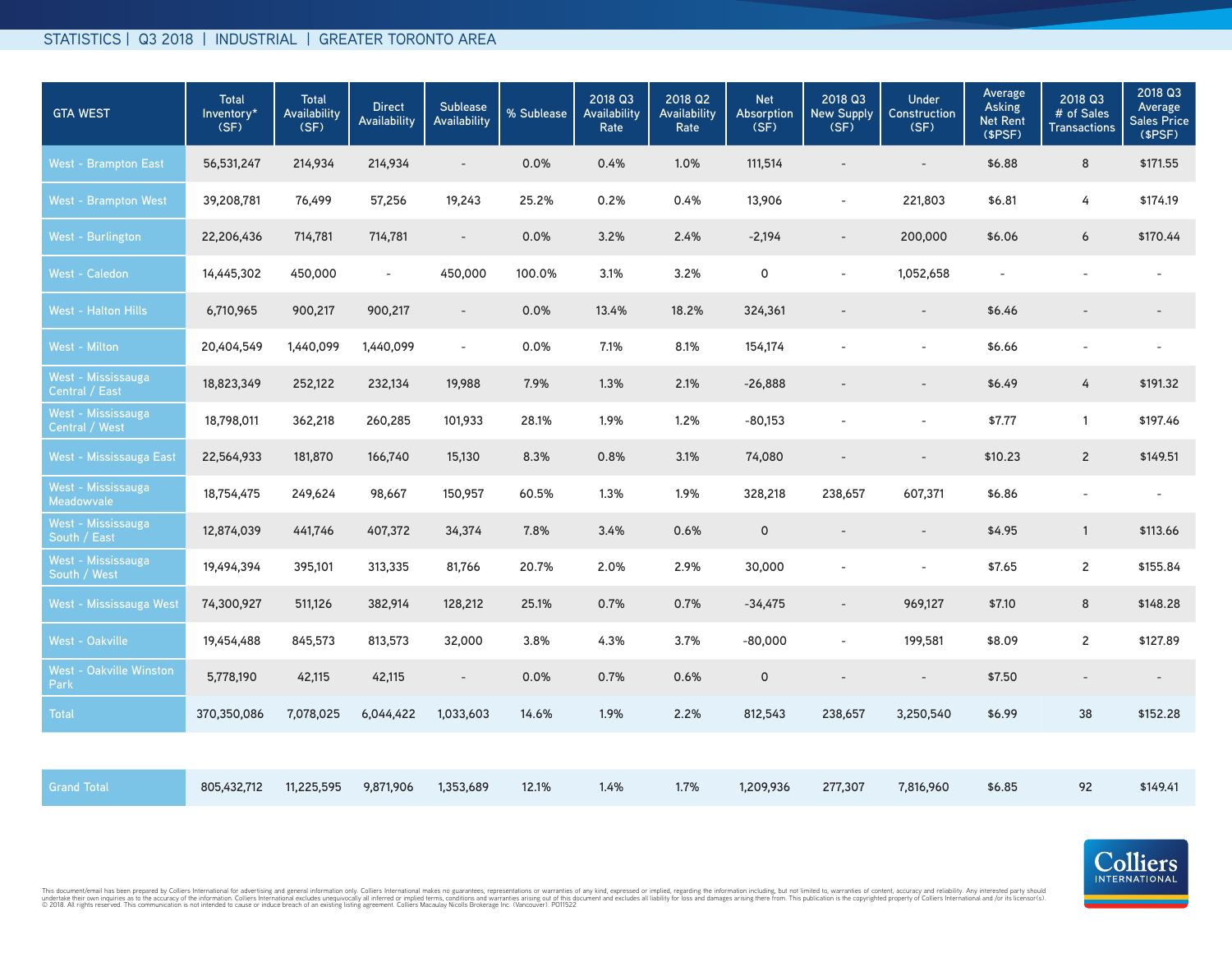STATISTICS | Q3 2018 | INDUSTRIAL | GREATER TORONTO AREA

| GTA WEST | Total Inventory* (SF) | Total Availability (SF) | Direct Availability | Sublease Availability | % Sublease | 2018 Q3 Availability Rate | 2018 Q2 Availability Rate | Net Absorption (SF) | 2018 Q3 New Supply (SF) | Under Construction (SF) | Average Asking Net Rent ($PSF) | 2018 Q3 # of Sales Transactions | 2018 Q3 Average Sales Price ($PSF) |
|---|---|---|---|---|---|---|---|---|---|---|---|---|---|
| West - Brampton East | 56,531,247 | 214,934 | 214,934 | - | 0.0% | 0.4% | 1.0% | 111,514 | - | - | $6.88 | 8 | $171.55 |
| West - Brampton West | 39,208,781 | 76,499 | 57,256 | 19,243 | 25.2% | 0.2% | 0.4% | 13,906 | - | 221,803 | $6.81 | 4 | $174.19 |
| West - Burlington | 22,206,436 | 714,781 | 714,781 | - | 0.0% | 3.2% | 2.4% | -2,194 | - | 200,000 | $6.06 | 6 | $170.44 |
| West - Caledon | 14,445,302 | 450,000 | - | 450,000 | 100.0% | 3.1% | 3.2% | 0 | - | 1,052,658 | - | - | - |
| West - Halton Hills | 6,710,965 | 900,217 | 900,217 | - | 0.0% | 13.4% | 18.2% | 324,361 | - | - | $6.46 | - | - |
| West - Milton | 20,404,549 | 1,440,099 | 1,440,099 | - | 0.0% | 7.1% | 8.1% | 154,174 | - | - | $6.66 | - | - |
| West - Mississauga Central / East | 18,823,349 | 252,122 | 232,134 | 19,988 | 7.9% | 1.3% | 2.1% | -26,888 | - | - | $6.49 | 4 | $191.32 |
| West - Mississauga Central / West | 18,798,011 | 362,218 | 260,285 | 101,933 | 28.1% | 1.9% | 1.2% | -80,153 | - | - | $7.77 | 1 | $197.46 |
| West - Mississauga East | 22,564,933 | 181,870 | 166,740 | 15,130 | 8.3% | 0.8% | 3.1% | 74,080 | - | - | $10.23 | 2 | $149.51 |
| West - Mississauga Meadowvale | 18,754,475 | 249,624 | 98,667 | 150,957 | 60.5% | 1.3% | 1.9% | 328,218 | 238,657 | 607,371 | $6.86 | - | - |
| West - Mississauga South / East | 12,874,039 | 441,746 | 407,372 | 34,374 | 7.8% | 3.4% | 0.6% | 0 | - | - | $4.95 | 1 | $113.66 |
| West - Mississauga South / West | 19,494,394 | 395,101 | 313,335 | 81,766 | 20.7% | 2.0% | 2.9% | 30,000 | - | - | $7.65 | 2 | $155.84 |
| West - Mississauga West | 74,300,927 | 511,126 | 382,914 | 128,212 | 25.1% | 0.7% | 0.7% | -34,475 | - | 969,127 | $7.10 | 8 | $148.28 |
| West - Oakville | 19,454,488 | 845,573 | 813,573 | 32,000 | 3.8% | 4.3% | 3.7% | -80,000 | - | 199,581 | $8.09 | 2 | $127.89 |
| West - Oakville Winston Park | 5,778,190 | 42,115 | 42,115 | - | 0.0% | 0.7% | 0.6% | 0 | - | - | $7.50 | - | - |
| Total | 370,350,086 | 7,078,025 | 6,044,422 | 1,033,603 | 14.6% | 1.9% | 2.2% | 812,543 | 238,657 | 3,250,540 | $6.99 | 38 | $152.28 |
| Grand Total | 805,432,712 | 11,225,595 | 9,871,906 | 1,353,689 | 12.1% | 1.4% | 1.7% | 1,209,936 | 277,307 | 7,816,960 | $6.85 | 92 | $149.41 |

Colliers INTERNATIONAL

This document/email has been prepared by Colliers International for advertising and general information only. Colliers International makes no guarantees, representations or warranties of any kind, expressed or implied, regarding the information including, but not limited to, warranties of content, accuracy and reliability. Any interested party should undertake their own inquiries as to the accuracy of the information. Colliers International excludes unequivocally all inferred or implied terms, conditions and warranties arising out of this document and excludes all liability for loss and damages arising there from. This publication is the copyrighted property of Colliers International and /or its licensor(s). © 2018. All rights reserved. This communication is not intended to cause or induce breach of an existing listing agreement. Colliers Macaulay Nicolls Brokerage Inc. (Vancouver). PO11522